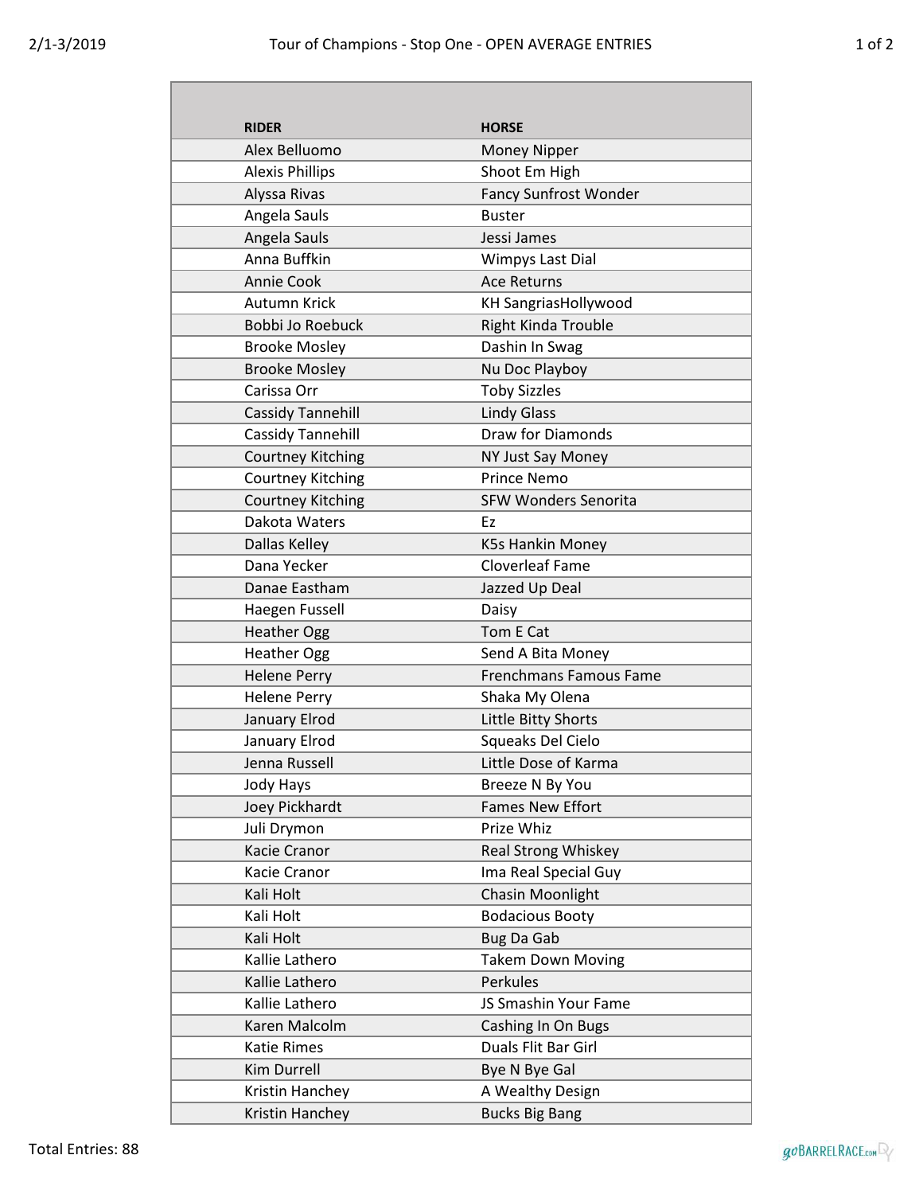# Tour of Champions - Stop One - OPEN AVERAGE ENTRIES

2/1-3/2019

| RIDER | HORSE |
|---|---|
| Alex Belluomo | Money Nipper |
| Alexis Phillips | Shoot Em High |
| Alyssa Rivas | Fancy Sunfrost Wonder |
| Angela Sauls | Buster |
| Angela Sauls | Jessi James |
| Anna Buffkin | Wimpys Last Dial |
| Annie Cook | Ace Returns |
| Autumn Krick | KH SangriasHollywood |
| Bobbi Jo Roebuck | Right Kinda Trouble |
| Brooke Mosley | Dashin In Swag |
| Brooke Mosley | Nu Doc Playboy |
| Carissa Orr | Toby Sizzles |
| Cassidy Tannehill | Lindy Glass |
| Cassidy Tannehill | Draw for Diamonds |
| Courtney Kitching | NY Just Say Money |
| Courtney Kitching | Prince Nemo |
| Courtney Kitching | SFW Wonders Senorita |
| Dakota Waters | Ez |
| Dallas Kelley | K5s Hankin Money |
| Dana Yecker | Cloverleaf Fame |
| Danae Eastham | Jazzed Up Deal |
| Haegen Fussell | Daisy |
| Heather Ogg | Tom E Cat |
| Heather Ogg | Send A Bita Money |
| Helene Perry | Frenchmans Famous Fame |
| Helene Perry | Shaka My Olena |
| January Elrod | Little Bitty Shorts |
| January Elrod | Squeaks Del Cielo |
| Jenna Russell | Little Dose of Karma |
| Jody Hays | Breeze N By You |
| Joey Pickhardt | Fames New Effort |
| Juli Drymon | Prize Whiz |
| Kacie Cranor | Real Strong Whiskey |
| Kacie Cranor | Ima Real Special Guy |
| Kali Holt | Chasin Moonlight |
| Kali Holt | Bodacious Booty |
| Kali Holt | Bug Da Gab |
| Kallie Lathero | Takem Down Moving |
| Kallie Lathero | Perkules |
| Kallie Lathero | JS Smashin Your Fame |
| Karen Malcolm | Cashing In On Bugs |
| Katie Rimes | Duals Flit Bar Girl |
| Kim Durrell | Bye N Bye Gal |
| Kristin Hanchey | A Wealthy Design |
| Kristin Hanchey | Bucks Big Bang |

Total Entries: 88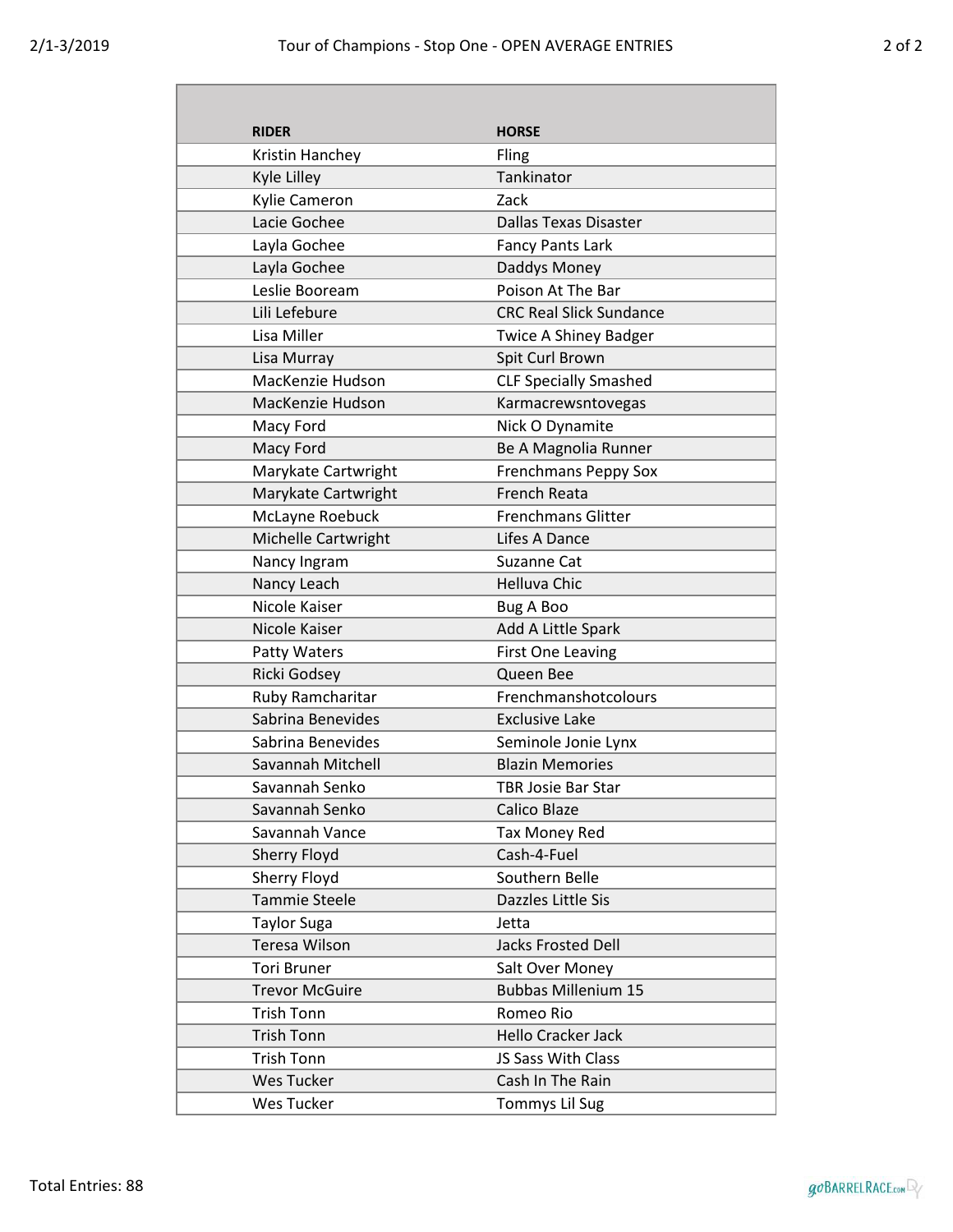| RIDER | HORSE |
|---|---|
| Kristin Hanchey | Fling |
| Kyle Lilley | Tankinator |
| Kylie Cameron | Zack |
| Lacie Gochee | Dallas Texas Disaster |
| Layla Gochee | Fancy Pants Lark |
| Layla Gochee | Daddys Money |
| Leslie Booream | Poison At The Bar |
| Lili Lefebure | CRC Real Slick Sundance |
| Lisa Miller | Twice A Shiney Badger |
| Lisa Murray | Spit Curl Brown |
| MacKenzie Hudson | CLF Specially Smashed |
| MacKenzie Hudson | Karmacrewsntovegas |
| Macy Ford | Nick O Dynamite |
| Macy Ford | Be A Magnolia Runner |
| Marykate Cartwright | Frenchmans Peppy Sox |
| Marykate Cartwright | French Reata |
| McLayne Roebuck | Frenchmans Glitter |
| Michelle Cartwright | Lifes A Dance |
| Nancy Ingram | Suzanne Cat |
| Nancy Leach | Helluva Chic |
| Nicole Kaiser | Bug A Boo |
| Nicole Kaiser | Add A Little Spark |
| Patty Waters | First One Leaving |
| Ricki Godsey | Queen Bee |
| Ruby Ramcharitar | Frenchmanshotcolours |
| Sabrina Benevides | Exclusive Lake |
| Sabrina Benevides | Seminole Jonie Lynx |
| Savannah Mitchell | Blazin Memories |
| Savannah Senko | TBR Josie Bar Star |
| Savannah Senko | Calico Blaze |
| Savannah Vance | Tax Money Red |
| Sherry Floyd | Cash-4-Fuel |
| Sherry Floyd | Southern Belle |
| Tammie Steele | Dazzles Little Sis |
| Taylor Suga | Jetta |
| Teresa Wilson | Jacks Frosted Dell |
| Tori Bruner | Salt Over Money |
| Trevor McGuire | Bubbas Millenium 15 |
| Trish Tonn | Romeo Rio |
| Trish Tonn | Hello Cracker Jack |
| Trish Tonn | JS Sass With Class |
| Wes Tucker | Cash In The Rain |
| Wes Tucker | Tommys Lil Sug |

Total Entries: 88